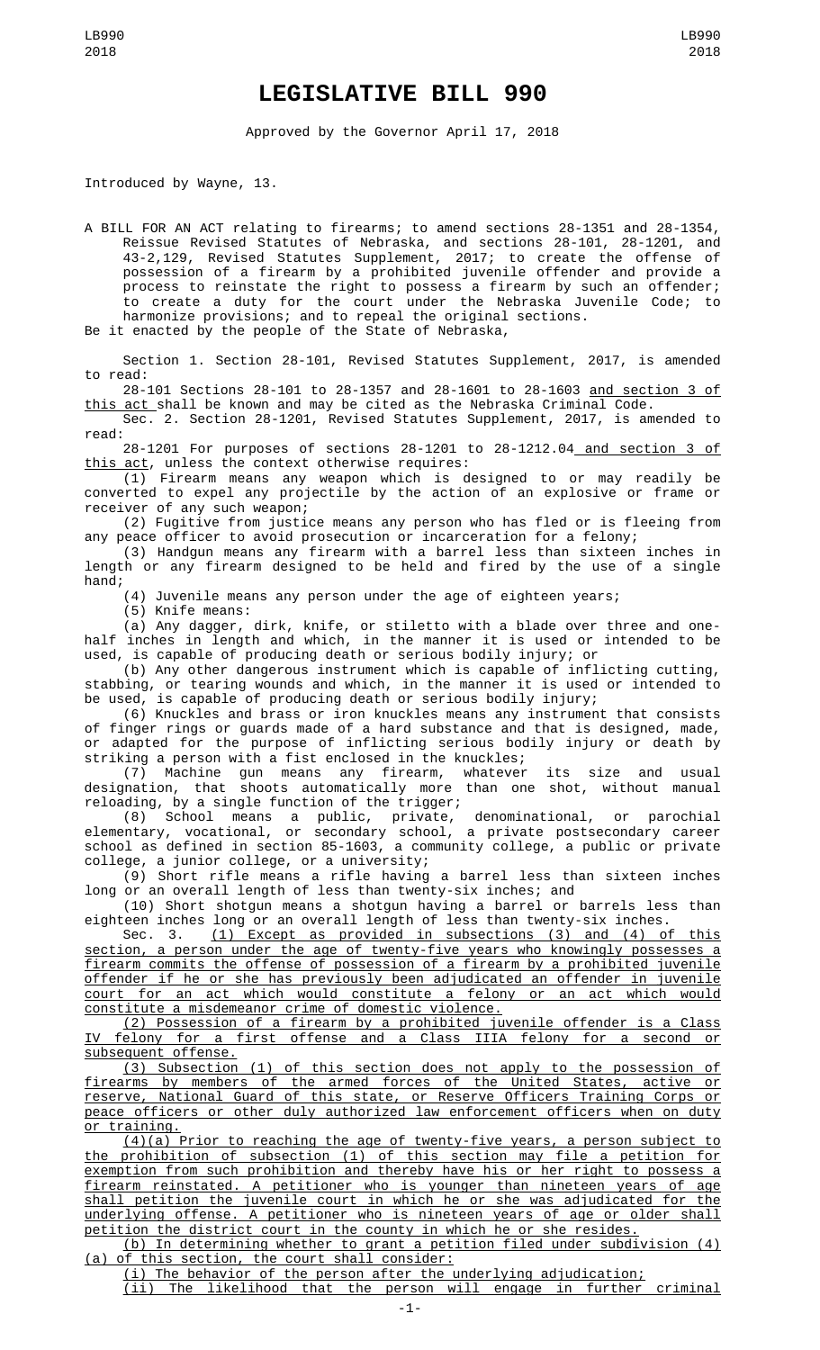# LEGISLATIVE BILL 990

Approved by the Governor April 17, 2018

Introduced by Wayne, 13.

A BILL FOR AN ACT relating to firearms; to amend sections 28-1351 and 28-1354, Reissue Revised Statutes of Nebraska, and sections 28-101, 28-1201, and 43-2,129, Revised Statutes Supplement, 2017; to create the offense of possession of a firearm by a prohibited juvenile offender and provide a process to reinstate the right to possess a firearm by such an offender; to create a duty for the court under the Nebraska Juvenile Code; to harmonize provisions; and to repeal the original sections.

Be it enacted by the people of the State of Nebraska,

Section 1. Section 28-101, Revised Statutes Supplement, 2017, is amended to read:

28-101 Sections 28-101 to 28-1357 and 28-1601 to 28-1603 and section 3 of this act shall be known and may be cited as the Nebraska Criminal Code.

Sec. 2. Section 28-1201, Revised Statutes Supplement, 2017, is amended to read:

28-1201 For purposes of sections 28-1201 to 28-1212.04 and section 3 of this act, unless the context otherwise requires:

(1) Firearm means any weapon which is designed to or may readily be converted to expel any projectile by the action of an explosive or frame or receiver of any such weapon;

(2) Fugitive from justice means any person who has fled or is fleeing from any peace officer to avoid prosecution or incarceration for a felony;

(3) Handgun means any firearm with a barrel less than sixteen inches in length or any firearm designed to be held and fired by the use of a single hand;

(4) Juvenile means any person under the age of eighteen years;

(5) Knife means:

(a) Any dagger, dirk, knife, or stiletto with a blade over three and one-half inches in length and which, in the manner it is used or intended to be used, is capable of producing death or serious bodily injury; or

(b) Any other dangerous instrument which is capable of inflicting cutting, stabbing, or tearing wounds and which, in the manner it is used or intended to be used, is capable of producing death or serious bodily injury;

(6) Knuckles and brass or iron knuckles means any instrument that consists of finger rings or guards made of a hard substance and that is designed, made, or adapted for the purpose of inflicting serious bodily injury or death by striking a person with a fist enclosed in the knuckles;

(7) Machine gun means any firearm, whatever its size and usual designation, that shoots automatically more than one shot, without manual reloading, by a single function of the trigger;

(8) School means a public, private, denominational, or parochial elementary, vocational, or secondary school, a private postsecondary career school as defined in section 85-1603, a community college, a public or private college, a junior college, or a university;

(9) Short rifle means a rifle having a barrel less than sixteen inches long or an overall length of less than twenty-six inches; and

(10) Short shotgun means a shotgun having a barrel or barrels less than eighteen inches long or an overall length of less than twenty-six inches.

Sec. 3. (1) Except as provided in subsections (3) and (4) of this section, a person under the age of twenty-five years who knowingly possesses a firearm commits the offense of possession of a firearm by a prohibited juvenile offender if he or she has previously been adjudicated an offender in juvenile court for an act which would constitute a felony or an act which would constitute a misdemeanor crime of domestic violence.

(2) Possession of a firearm by a prohibited juvenile offender is a Class IV felony for a first offense and a Class IIIA felony for a second or subsequent offense.

(3) Subsection (1) of this section does not apply to the possession of firearms by members of the armed forces of the United States, active or reserve, National Guard of this state, or Reserve Officers Training Corps or peace officers or other duly authorized law enforcement officers when on duty or training.

(4)(a) Prior to reaching the age of twenty-five years, a person subject to the prohibition of subsection (1) of this section may file a petition for exemption from such prohibition and thereby have his or her right to possess a firearm reinstated. A petitioner who is younger than nineteen years of age shall petition the juvenile court in which he or she was adjudicated for the underlying offense. A petitioner who is nineteen years of age or older shall petition the district court in the county in which he or she resides.

(b) In determining whether to grant a petition filed under subdivision (4)(a) of this section, the court shall consider:

(i) The behavior of the person after the underlying adjudication;

(ii) The likelihood that the person will engage in further criminal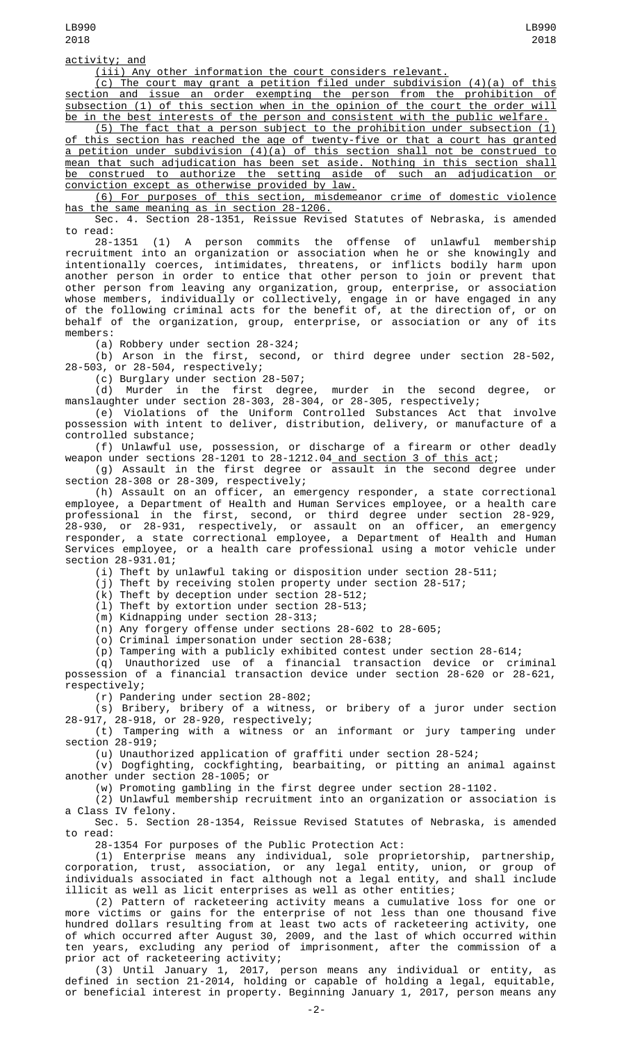activity; and

(iii) Any other information the court considers relevant.

(c) The court may grant a petition filed under subdivision (4)(a) of this section and issue an order exempting the person from the prohibition of subsection (1) of this section when in the opinion of the court the order will be in the best interests of the person and consistent with the public welfare.

(5) The fact that a person subject to the prohibition under subsection (1) of this section has reached the age of twenty-five or that a court has granted a petition under subdivision (4)(a) of this section shall not be construed to mean that such adjudication has been set aside. Nothing in this section shall be construed to authorize the setting aside of such an adjudication or conviction except as otherwise provided by law.

(6) For purposes of this section, misdemeanor crime of domestic violence has the same meaning as in section 28-1206.

Sec. 4. Section 28-1351, Reissue Revised Statutes of Nebraska, is amended to read:

28-1351 (1) A person commits the offense of unlawful membership recruitment into an organization or association when he or she knowingly and intentionally coerces, intimidates, threatens, or inflicts bodily harm upon another person in order to entice that other person to join or prevent that other person from leaving any organization, group, enterprise, or association whose members, individually or collectively, engage in or have engaged in any of the following criminal acts for the benefit of, at the direction of, or on behalf of the organization, group, enterprise, or association or any of its members:

(a) Robbery under section 28-324;

(b) Arson in the first, second, or third degree under section 28-502, 28-503, or 28-504, respectively;

(c) Burglary under section 28-507;

(d) Murder in the first degree, murder in the second degree, or manslaughter under section 28-303, 28-304, or 28-305, respectively;

(e) Violations of the Uniform Controlled Substances Act that involve possession with intent to deliver, distribution, delivery, or manufacture of a controlled substance;

(f) Unlawful use, possession, or discharge of a firearm or other deadly weapon under sections 28-1201 to 28-1212.04 and section 3 of this act;

(g) Assault in the first degree or assault in the second degree under section 28-308 or 28-309, respectively;

(h) Assault on an officer, an emergency responder, a state correctional employee, a Department of Health and Human Services employee, or a health care professional in the first, second, or third degree under section 28-929, 28-930, or 28-931, respectively, or assault on an officer, an emergency responder, a state correctional employee, a Department of Health and Human Services employee, or a health care professional using a motor vehicle under section 28-931.01;

(i) Theft by unlawful taking or disposition under section 28-511;

(j) Theft by receiving stolen property under section 28-517;

(k) Theft by deception under section 28-512;

(l) Theft by extortion under section 28-513;

(m) Kidnapping under section 28-313;

(n) Any forgery offense under sections 28-602 to 28-605;

(o) Criminal impersonation under section 28-638;

(p) Tampering with a publicly exhibited contest under section 28-614;

(q) Unauthorized use of a financial transaction device or criminal possession of a financial transaction device under section 28-620 or 28-621, respectively;

(r) Pandering under section 28-802;

(s) Bribery, bribery of a witness, or bribery of a juror under section 28-917, 28-918, or 28-920, respectively;

(t) Tampering with a witness or an informant or jury tampering under section 28-919;

(u) Unauthorized application of graffiti under section 28-524;

(v) Dogfighting, cockfighting, bearbaiting, or pitting an animal against another under section 28-1005; or

(w) Promoting gambling in the first degree under section 28-1102.

(2) Unlawful membership recruitment into an organization or association is a Class IV felony.

Sec. 5. Section 28-1354, Reissue Revised Statutes of Nebraska, is amended to read:

28-1354 For purposes of the Public Protection Act:

(1) Enterprise means any individual, sole proprietorship, partnership, corporation, trust, association, or any legal entity, union, or group of individuals associated in fact although not a legal entity, and shall include illicit as well as licit enterprises as well as other entities;

(2) Pattern of racketeering activity means a cumulative loss for one or more victims or gains for the enterprise of not less than one thousand five hundred dollars resulting from at least two acts of racketeering activity, one of which occurred after August 30, 2009, and the last of which occurred within ten years, excluding any period of imprisonment, after the commission of a prior act of racketeering activity;

(3) Until January 1, 2017, person means any individual or entity, as defined in section 21-2014, holding or capable of holding a legal, equitable, or beneficial interest in property. Beginning January 1, 2017, person means any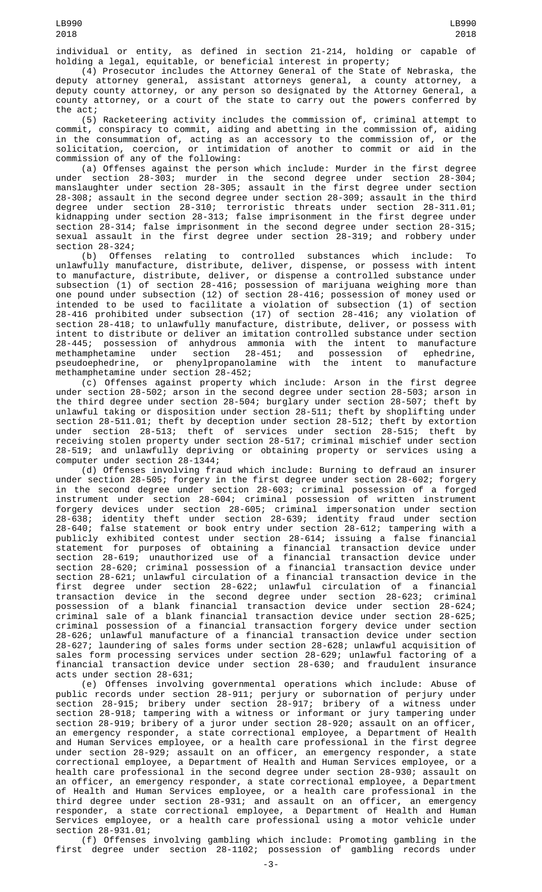individual or entity, as defined in section 21-214, holding or capable of holding a legal, equitable, or beneficial interest in property;

(4) Prosecutor includes the Attorney General of the State of Nebraska, the deputy attorney general, assistant attorneys general, a county attorney, a deputy county attorney, or any person so designated by the Attorney General, a county attorney, or a court of the state to carry out the powers conferred by the act;

(5) Racketeering activity includes the commission of, criminal attempt to commit, conspiracy to commit, aiding and abetting in the commission of, aiding in the consummation of, acting as an accessory to the commission of, or the solicitation, coercion, or intimidation of another to commit or aid in the commission of any of the following:

(a) Offenses against the person which include: Murder in the first degree under section 28-303; murder in the second degree under section 28-304; manslaughter under section 28-305; assault in the first degree under section 28-308; assault in the second degree under section 28-309; assault in the third degree under section 28-310; terroristic threats under section 28-311.01; kidnapping under section 28-313; false imprisonment in the first degree under section 28-314; false imprisonment in the second degree under section 28-315; sexual assault in the first degree under section 28-319; and robbery under section 28-324;

(b) Offenses relating to controlled substances which include: To unlawfully manufacture, distribute, deliver, dispense, or possess with intent to manufacture, distribute, deliver, or dispense a controlled substance under subsection (1) of section 28-416; possession of marijuana weighing more than one pound under subsection (12) of section 28-416; possession of money used or intended to be used to facilitate a violation of subsection (1) of section 28-416 prohibited under subsection (17) of section 28-416; any violation of section 28-418; to unlawfully manufacture, distribute, deliver, or possess with intent to distribute or deliver an imitation controlled substance under section 28-445; possession of anhydrous ammonia with the intent to manufacture methamphetamine under section 28-451; and possession of ephedrine, pseudoephedrine, or phenylpropanolamine with the intent to manufacture methamphetamine under section 28-452;

(c) Offenses against property which include: Arson in the first degree under section 28-502; arson in the second degree under section 28-503; arson in the third degree under section 28-504; burglary under section 28-507; theft by unlawful taking or disposition under section 28-511; theft by shoplifting under section 28-511.01; theft by deception under section 28-512; theft by extortion under section 28-513; theft of services under section 28-515; theft by receiving stolen property under section 28-517; criminal mischief under section 28-519; and unlawfully depriving or obtaining property or services using a computer under section 28-1344;

(d) Offenses involving fraud which include: Burning to defraud an insurer under section 28-505; forgery in the first degree under section 28-602; forgery in the second degree under section 28-603; criminal possession of a forged instrument under section 28-604; criminal possession of written instrument forgery devices under section 28-605; criminal impersonation under section 28-638; identity theft under section 28-639; identity fraud under section 28-640; false statement or book entry under section 28-612; tampering with a publicly exhibited contest under section 28-614; issuing a false financial statement for purposes of obtaining a financial transaction device under section 28-619; unauthorized use of a financial transaction device under section 28-620; criminal possession of a financial transaction device under section 28-621; unlawful circulation of a financial transaction device in the first degree under section 28-622; unlawful circulation of a financial transaction device in the second degree under section 28-623; criminal possession of a blank financial transaction device under section 28-624; criminal sale of a blank financial transaction device under section 28-625; criminal possession of a financial transaction forgery device under section 28-626; unlawful manufacture of a financial transaction device under section 28-627; laundering of sales forms under section 28-628; unlawful acquisition of sales form processing services under section 28-629; unlawful factoring of a financial transaction device under section 28-630; and fraudulent insurance acts under section 28-631;

(e) Offenses involving governmental operations which include: Abuse of public records under section 28-911; perjury or subornation of perjury under section 28-915; bribery under section 28-917; bribery of a witness under section 28-918; tampering with a witness or informant or jury tampering under section 28-919; bribery of a juror under section 28-920; assault on an officer, an emergency responder, a state correctional employee, a Department of Health and Human Services employee, or a health care professional in the first degree under section 28-929; assault on an officer, an emergency responder, a state correctional employee, a Department of Health and Human Services employee, or a health care professional in the second degree under section 28-930; assault on an officer, an emergency responder, a state correctional employee, a Department of Health and Human Services employee, or a health care professional in the third degree under section 28-931; and assault on an officer, an emergency responder, a state correctional employee, a Department of Health and Human Services employee, or a health care professional using a motor vehicle under section 28-931.01;

(f) Offenses involving gambling which include: Promoting gambling in the first degree under section 28-1102; possession of gambling records under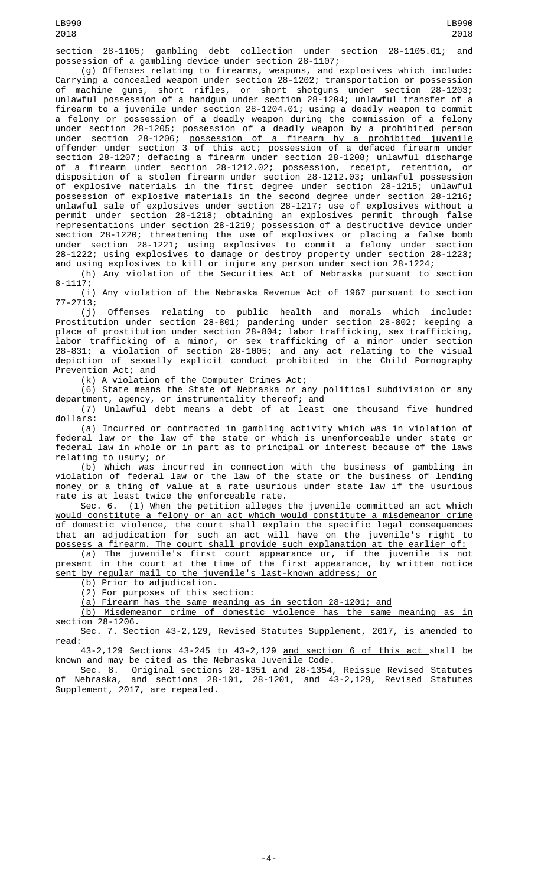section 28-1105; gambling debt collection under section 28-1105.01; and possession of a gambling device under section 28-1107;

(g) Offenses relating to firearms, weapons, and explosives which include: Carrying a concealed weapon under section 28-1202; transportation or possession of machine guns, short rifles, or short shotguns under section 28-1203; unlawful possession of a handgun under section 28-1204; unlawful transfer of a firearm to a juvenile under section 28-1204.01; using a deadly weapon to commit a felony or possession of a deadly weapon during the commission of a felony under section 28-1205; possession of a deadly weapon by a prohibited person under section 28-1206; <u>possession of a firearm by a prohibited juvenile offender under section 3 of this act;</u> possession of a defaced firearm under section 28-1207; defacing a firearm under section 28-1208; unlawful discharge of a firearm under section 28-1212.02; possession, receipt, retention, or disposition of a stolen firearm under section 28-1212.03; unlawful possession of explosive materials in the first degree under section 28-1215; unlawful possession of explosive materials in the second degree under section 28-1216; unlawful sale of explosives under section 28-1217; use of explosives without a permit under section 28-1218; obtaining an explosives permit through false representations under section 28-1219; possession of a destructive device under section 28-1220; threatening the use of explosives or placing a false bomb under section 28-1221; using explosives to commit a felony under section 28-1222; using explosives to damage or destroy property under section 28-1223; and using explosives to kill or injure any person under section 28-1224;

(h) Any violation of the Securities Act of Nebraska pursuant to section 8-1117;

(i) Any violation of the Nebraska Revenue Act of 1967 pursuant to section 77-2713;

(j) Offenses relating to public health and morals which include: Prostitution under section 28-801; pandering under section 28-802; keeping a place of prostitution under section 28-804; labor trafficking, sex trafficking, labor trafficking of a minor, or sex trafficking of a minor under section 28-831; a violation of section 28-1005; and any act relating to the visual depiction of sexually explicit conduct prohibited in the Child Pornography Prevention Act; and

(k) A violation of the Computer Crimes Act;

(6) State means the State of Nebraska or any political subdivision or any department, agency, or instrumentality thereof; and

(7) Unlawful debt means a debt of at least one thousand five hundred dollars:

(a) Incurred or contracted in gambling activity which was in violation of federal law or the law of the state or which is unenforceable under state or federal law in whole or in part as to principal or interest because of the laws relating to usury; or

(b) Which was incurred in connection with the business of gambling in violation of federal law or the law of the state or the business of lending money or a thing of value at a rate usurious under state law if the usurious rate is at least twice the enforceable rate.

Sec. 6. <u>(1) When the petition alleges the juvenile committed an act which would constitute a felony or an act which would constitute a misdemeanor crime of domestic violence, the court shall explain the specific legal consequences that an adjudication for such an act will have on the juvenile's right to possess a firearm. The court shall provide such explanation at the earlier of:</u>

<u>(a) The juvenile's first court appearance or, if the juvenile is not present in the court at the time of the first appearance, by written notice sent by regular mail to the juvenile's last-known address; or</u>

<u>(b) Prior to adjudication.</u>

<u>(2) For purposes of this section:</u>

<u>(a) Firearm has the same meaning as in section 28-1201; and</u>

<u>(b) Misdemeanor crime of domestic violence has the same meaning as in section 28-1206.</u>

Sec. 7. Section 43-2,129, Revised Statutes Supplement, 2017, is amended to read:

43-2,129 Sections 43-245 to 43-2,129 <u>and section 6 of this act</u> shall be known and may be cited as the Nebraska Juvenile Code.

Sec. 8. Original sections 28-1351 and 28-1354, Reissue Revised Statutes of Nebraska, and sections 28-101, 28-1201, and 43-2,129, Revised Statutes Supplement, 2017, are repealed.